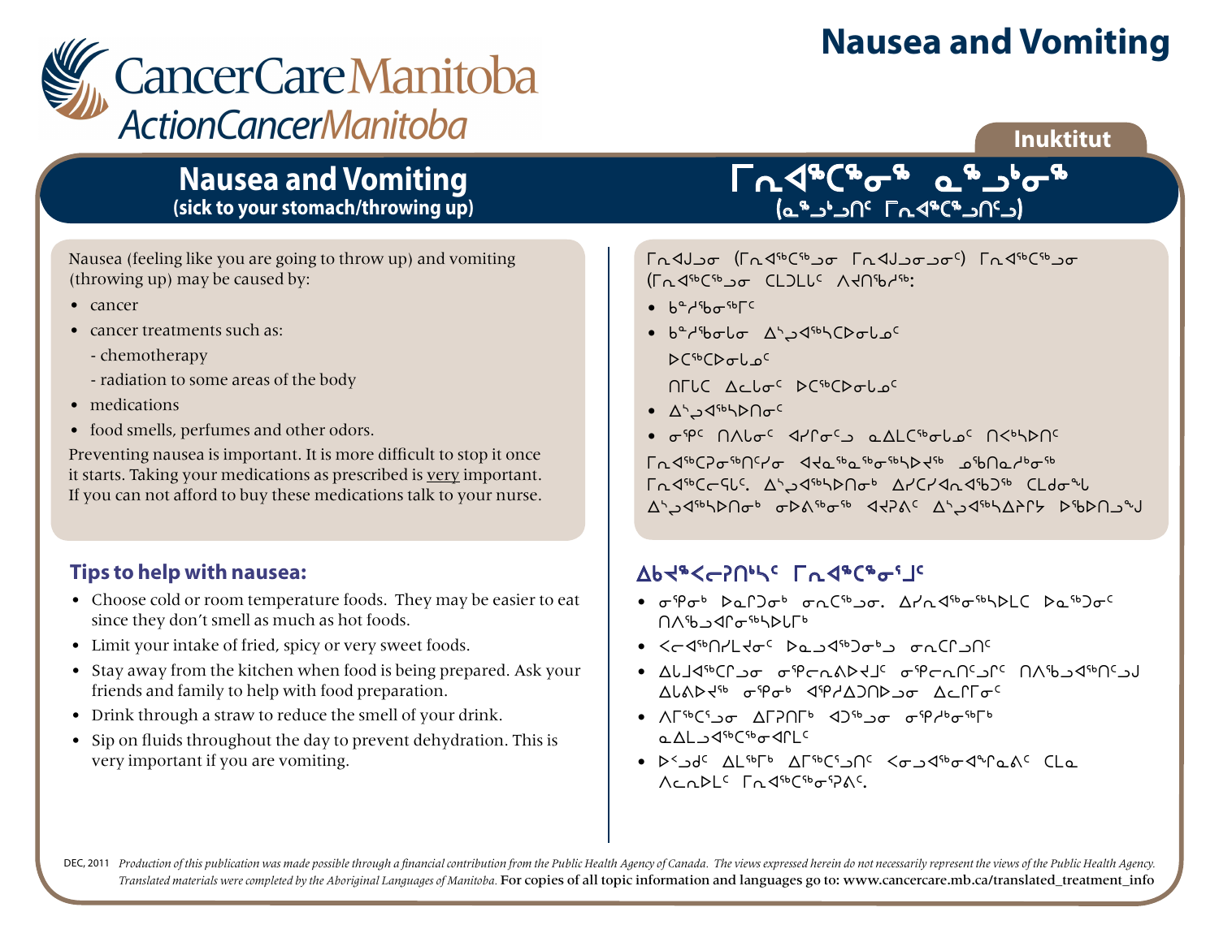# Nausea and Vomiting

CancerCare Manitoba
ActionCancerManitoba

**Inuktitut**

## Nausea and Vomiting
**(sick to your stomach/throwing up)**

## ᒥᕆᐊᕐᑕᕐᓂᖅ ᓇᖅᓘᑉᓂᖅ
**(ᓇᖅᓘᑉᓗᑎᑦ ᒥᕆᐊᕐᑕᕐᓗᑎᑦᓗ)**

Nausea (feeling like you are going to throw up) and vomiting (throwing up) may be caused by:

- cancer
- cancer treatments such as:
  - chemotherapy
  - radiation to some areas of the body
- medications
- food smells, perfumes and other odors.

Preventing nausea is important. It is more difficult to stop it once it starts. Taking your medications as prescribed is very important. If you can not afford to buy these medications talk to your nurse.

ᒥᕆᐊᒍᓗᓂ (ᒥᕆᐊᖅᑕᖅᓗᓂ ᒥᕆᐊᒍᓗᓂᓗᓂᑦ) ᒥᕆᐊᖅᑕᖅᓗᓂ (ᒥᕆᐊᖅᑕᖅᓗᓂ ᑕᒪᑐᒪᓕᑦ ᐱᔪᑎᖃᓱᖅ:

- ᑲᑦᓱᖃᓂᖅᒥᑦ
- ᑲᑦᓱᖃᓂᒪᓂ ᐃᓱᓗᐊᖅᓴᑕᐅᓂᒪᓄᑦ
  ᐅᑕᖅᑕᐅᓂᒪᓄᑦ
  ᑎᒥᒪᑕ ᐃᓚᒪᓂᑦ ᐅᑕᖅᑕᐅᓂᒪᓄᑦ
- ᐃᓱᓗᐊᖅᓴᐅᑎᓂᑦ
- ᓂᕿᑦ ᑎᐱᒪᓂᑦ ᐊᓯᒥᓂᑦᓗ ᓇᐃᒪᑕᖅᓂᒪᓄᑦ ᑎᐸᖅᓴᐅᑎᑦ

ᒥᕆᐊᖅᑕᕈᓐᓂᖅᑎᑦᓯᓂ ᐊᔪᓐᓇᖅᓂᖅᓴᐅᔪᖅ ᓘᒃᑎᓇᓱᒃᓂᖅ ᒥᕆᐊᖅᑕᓕᕋᒪᑦ. ᐃᓱᓗᐊᖅᓴᐅᑎᓂᒃ ᐃᓯᑕᓯᐊᕆᐊᖃᒃᑐᖅ ᑕᒪᑯᓂᖓᒪ ᐃᓱᓗᐊᖅᓴᐅᑎᓂᒃ ᓂᐅᕕᖅᓂᖅ ᐊᔪᕈᕕᑦ ᐃᓱᓗᐊᖅᓴᐃᔨᒥᔅ ᐅᖃᐅᑎᓗᒍ

### Tips to help with nausea:

- Choose cold or room temperature foods. They may be easier to eat since they don't smell as much as hot foods.
- Limit your intake of fried, spicy or very sweet foods.
- Stay away from the kitchen when food is being prepared. Ask your friends and family to help with food preparation.
- Drink through a straw to reduce the smell of your drink.
- Sip on fluids throughout the day to prevent dehydration. This is very important if you are vomiting.

### ᐃᑲᔪᕐᐸᓕᕈᑎᒃᓴᑦ ᒥᕆᐊᕐᑕᕐᓂᕐᒧᑦ

- ᓂᕿᒃ ᐅᓇᒥᑐᓂᒃ ᓂᕆᑕᖅᓗᓂ. ᐃᓯᕆᐊᖅᓂᖅᓴᐅᒪᑕ ᐅᓇᖅᑐᓂᑦ ᑎᐱᖃᓗᐊᕆᓂᖅᓴᐅᒪᒥᒃ
- ᐸᓚᐊᖅᑎᓯᒪᔪᓂᑦ ᐅᓇᓗᐊᖅᑐᓂᒃᓗ ᓂᕆᑕᕆᓗᑎᑦ
- ᐃᒐᒧᐊᖅᑕᕆᓗᓂ ᓂᕿᓕᕆᕕᐅᔪᒧᑦ ᓂᕿᓕᕆᑎᑦᓗᕆᑦ ᑎᐱᖃᓗᐊᖅᑎᑦᓗᒍ ᐃᒐᕕᐅᔪᖅ ᓂᕿᓂᒃ ᐊᕿᓯᐅᑐᑎᐅᓗᓂ ᐃᓚᒥᒥᓂᑦ
- ᐱᒥᖅᑕᕐᓗᓂ ᐃᒥᕈᑎᒥᒃ ᐊᑐᖅᓗᓂ ᓂᕿᓯᒃᓂᖅᒥᒃ ᓇᐃᒪᓗᐊᖅᑕᖅᓂᐊᕐᒪᒥᑦ
- ᐅᐸᓗᑯᑦ ᐃᒪᖅᒥᒃ ᐃᒥᖅᑕᕐᓗᑎᑦ ᐸᓂᓗᐊᖅᓂᐊᕐᖏᓇᕕᑦ ᑕᒪᓇ ᐱᓚᓂᐅᒪᑦ ᒥᕆᐊᖅᑕᖅᓂᕿᕕᑦ.

DEC, 2011 *Production of this publication was made possible through a financial contribution from the Public Health Agency of Canada. The views expressed herein do not necessarily represent the views of the Public Health Agency. Translated materials were completed by the Aboriginal Languages of Manitoba.* For copies of all topic information and languages go to: www.cancercare.mb.ca/translated_treatment_info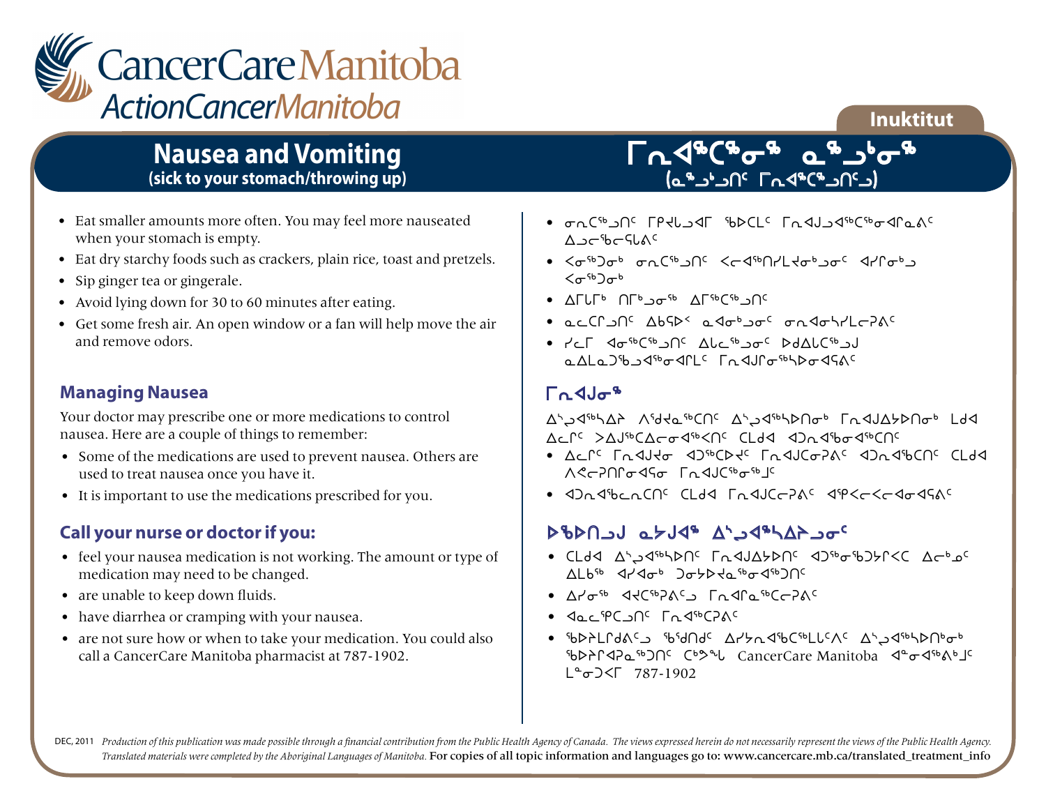# Nausea and Vomiting

## (sick to your stomach/throwing up)

- Eat smaller amounts more often. You may feel more nauseated when your stomach is empty.
- Eat dry starchy foods such as crackers, plain rice, toast and pretzels.
- Sip ginger tea or gingerale.
- Avoid lying down for 30 to 60 minutes after eating.
- Get some fresh air. An open window or a fan will help move the air and remove odors.

### Managing Nausea

Your doctor may prescribe one or more medications to control nausea. Here are a couple of things to remember:

- Some of the medications are used to prevent nausea. Others are used to treat nausea once you have it.
- It is important to use the medications prescribed for you.

### Call your nurse or doctor if you:

- feel your nausea medication is not working. The amount or type of medication may need to be changed.
- are unable to keep down fluids.
- have diarrhea or cramping with your nausea.
- are not sure how or when to take your medication. You could also call a CancerCare Manitoba pharmacist at 787-1902.

# ᒥᕆᐊᖅᑕᖅᓂᖅ ᓇᖅᓗᓂᖅ

## (ᓇᖅᓗᒃᓗᑎᑦ ᒥᕆᐊᖅᑕᖅᓗᑎᑦᓗ)

- ᓂᕆᑦᑕᖅᓗᑎᑦ ᒥᑭᔪᓗᐊᒥ ᖃᐅᑕᒫᑦ ᒥᕆᐊᒍᓗᐊᖅᑕᖅᓂᐊᕆᓇᐱᑦ ᐃᓗᓂᖅᑲᓕᖅᓚᐱᑦ
- ᐸᓂᖅᑐᓂᒃ ᓂᕆᑦᑕᖅᓗᑎᑦ ᐸᓚᐊᖅᑎᓯᒪᔪᓂᒃᓗᓂᑦ ᐊᓯᓂᒃᓗ ᐸᓂᖅᑐᓂᒃ
- ᐃᒥᒪᒥᒃ ᑎᒥᒃᓗᓂᖅ ᐃᒥᖅᑕᖅᓗᑎᑦ
- ᓇᓚᑕᒥᓗᑎᑦ ᐃᑲᕋᐅᑉ ᓇᐊᓂᒃᓗᓂᑦ ᓂᕆᐊᓂᓴᓯᒪᓕᕈᐱᑦ
- ᓯᓚᒥ ᐊᓂᖅᑕᖅᓗᑎᑦ ᐃᒐᓚᖅᓗᓂᑦ ᐅᑯᐃᒪᑕᖅᓗᒍ ᓇᐃᒪᓇᑐᖅᑲᓗᐊᖅᓂᐊᕆᒪᑦ ᒥᕆᐊᒍᕆᓂᖅᓴᐅᓂᐊᕐᕋᐱᑦ

### ᒥᕆᐊᒍᓂᖅ

ᐃᓱᒪᐊᖅᓱᐃᔨ ᐱᖁᔭᓇᖅᑕᑦ ᐃᓱᒪᐊᖅᓱᐅᑎᓂᒃ ᒥᕆᐊᒍᐃᔭᐅᑎᓂᒃ ᒪᑯᐊ ᐃᓚᒋᑦ ᐳᐃᒍᖅᑕᐃᓕᓂᐊᖅᐸᑎᑦ ᑕᒪᑯᐊ ᐊᑐᓇᐊᖅᓂᐊᖅᑕᑎᑦ

- ᐃᓚᒋᑦ ᒥᕆᐊᒍᔭᓂ ᐊᑐᖅᑕᐅᔭᑦ ᒥᕆᐊᒍᑕᓂᕈᐱᑦ ᐊᑐᓇᐊᖅᑕᑎᑦ ᑕᒪᑯᐊ ᐱᕚᓕᕈᑎᒋᓂᐊᕋᓂ ᒥᕆᐊᒍᑕᖅᓂᖅᑯᑦ
- ᐊᑐᓇᐊᖃᓇᑎᑦ ᑕᒪᑯᐊ ᒥᕆᐊᒍᑕᓕᕈᐱᑦ ᐊᕿᐸᓕᐸᓕᐊᓂᐊᕋᐱᑦ

### ᐅᖄᕐᑎᓗᒍ ᓇᔪᒍᐊᖅ ᐃᓱᒪᐊᖅᓱᐃᔨᓗᓂᑦ

- ᑕᒪᑯᐊ ᐃᓱᒪᐊᖅᓱᐅᑎᑦ ᒥᕆᐊᒍᐃᔭᐅᑎᑦ ᐊᑐᖅᓂᖅᑯᔭᕆᐸᑕ ᐃᓕᒃᑯᑦ ᐃᒪᑲᖅ ᐊᓯᐊᓂᒃ ᑐᓂᔭᐅᔭᖅᓂᐊᖅᑐᑎᑦ
- ᐃᓯᓂᖅ ᐊᔭᑦᑕᕈᐱᑦᓗ ᒥᕆᐊᕆᓇᖅᑕᓕᕈᐱᑦ
- ᐊᓇᓕᕿᑕᓗᑎᑦ ᒥᕆᐊᖅᑕᕈᐱᑦ
- ᖃᐅᔨᒪᒋᑦᑐᐱᑦᓗ ᖃᖑᑎᒍᑦ ᐃᓱᓯᐊᒃᑕᖅᓚᒪᐱᑦ ᐃᓱᒪᐊᖅᓱᐅᑎᒃᓂᒃ ᖃᐅᔨᒥᐊᕈᓇᖅᑐᑎᑦ ᑕᒃᑯᒡᓗ CancerCare Manitoba ᐊᓐᓂᐊᖅᐱᒃᑯᑦ ᒫᓂᑐᐸᒥ 787-1902

DEC, 2011 *Production of this publication was made possible through a financial contribution from the Public Health Agency of Canada. The views expressed herein do not necessarily represent the views of the Public Health Agency. Translated materials were completed by the Aboriginal Languages of Manitoba.* For copies of all topic information and languages go to: www.cancercare.mb.ca/translated_treatment_info